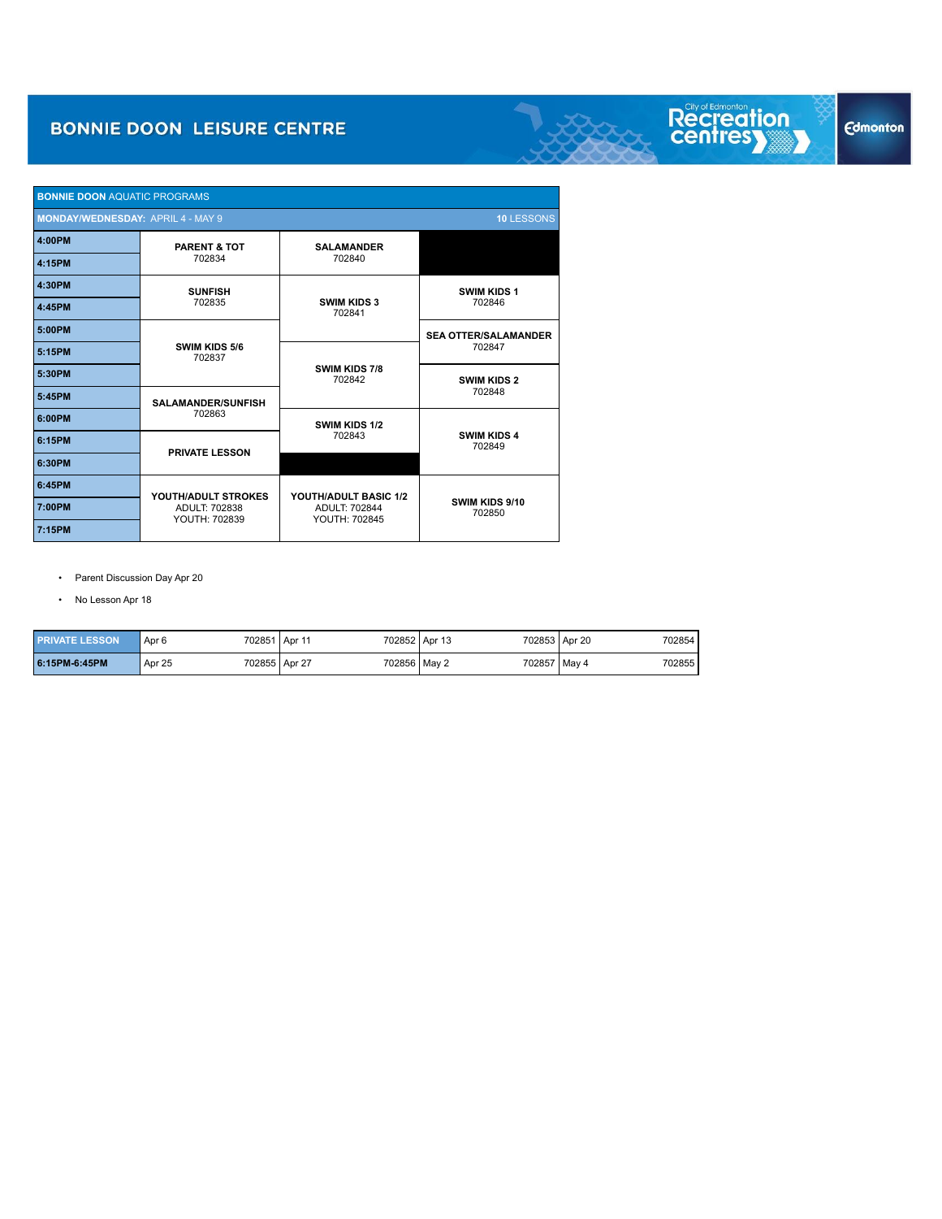# BONNIE DOON LEISURE CENTRE

City of Edmonton Recreation centres

Edmonton

| BONNIE DOON AQUATIC PROGRAMS | | | |
|---|---|---|---|
| MONDAY/WEDNESDAY: APRIL 4 - MAY 9 | | | 10 LESSONS |
| 4:00PM | PARENT & TOT 702834 | SALAMANDER 702840 | |
| 4:15PM | | | |
| 4:30PM | SUNFISH 702835 | SWIM KIDS 3 702841 | SWIM KIDS 1 702846 |
| 4:45PM | | | |
| 5:00PM | SWIM KIDS 5/6 702837 | | SEA OTTER/SALAMANDER 702847 |
| 5:15PM | | SWIM KIDS 7/8 702842 | |
| 5:30PM | | | SWIM KIDS 2 702848 |
| 5:45PM | SALAMANDER/SUNFISH 702863 | | |
| 6:00PM | | SWIM KIDS 1/2 702843 | SWIM KIDS 4 702849 |
| 6:15PM | PRIVATE LESSON | | |
| 6:30PM | | | |
| 6:45PM | YOUTH/ADULT STROKES ADULT: 702838 YOUTH: 702839 | YOUTH/ADULT BASIC 1/2 ADULT: 702844 YOUTH: 702845 | SWIM KIDS 9/10 702850 |
| 7:00PM | | | |
| 7:15PM | | | |

- Parent Discussion Day Apr 20
- No Lesson Apr 18

| PRIVATE LESSON | Apr 6 | 702851 | Apr 11 | 702852 | Apr 13 | 702853 | Apr 20 | 702854 |
|---|---|---|---|---|---|---|---|---|
| 6:15PM-6:45PM | Apr 25 | 702855 | Apr 27 | 702856 | May 2 | 702857 | May 4 | 702855 |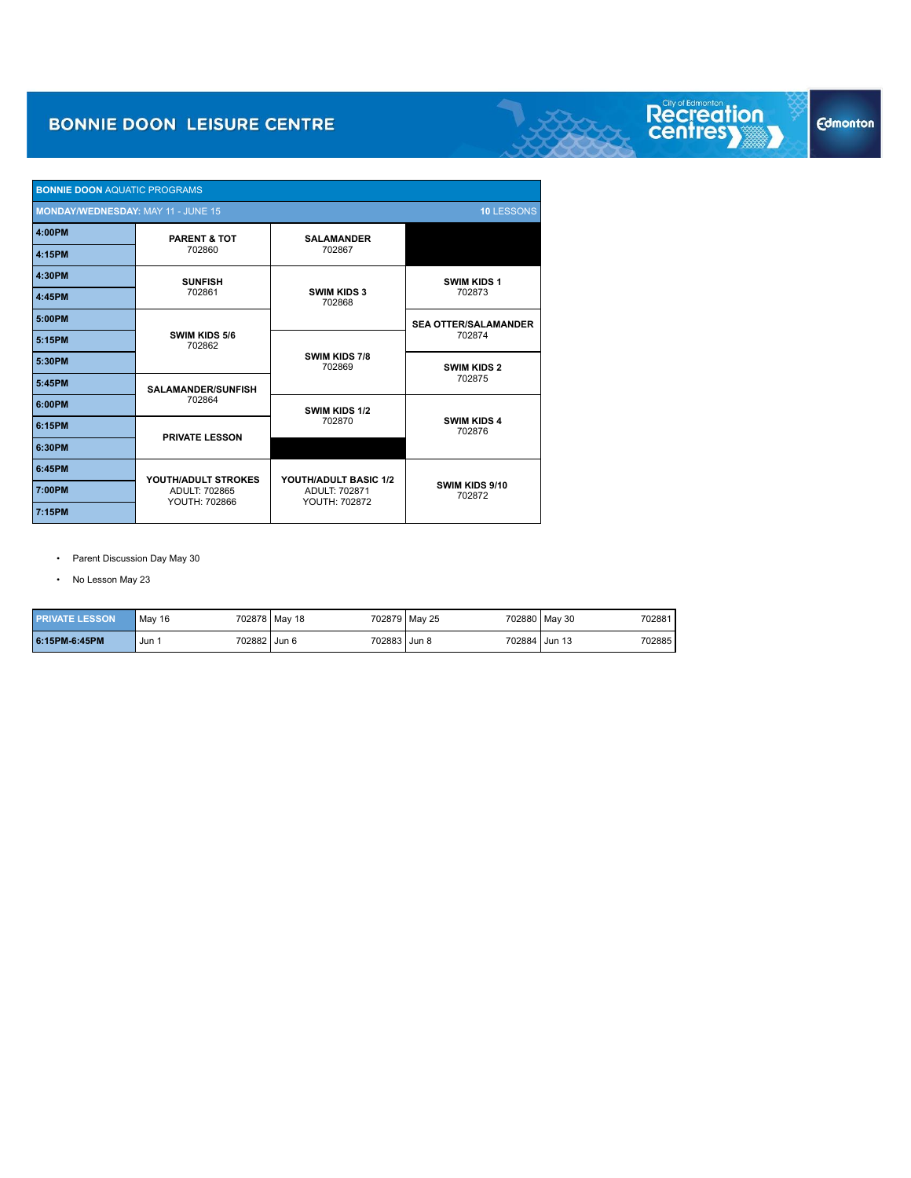# BONNIE DOON LEISURE CENTRE

| **BONNIE DOON** AQUATIC PROGRAMS | | | |
|---|---|---|---|
| **MONDAY/WEDNESDAY:** MAY 11 - JUNE 15 | | | **10** LESSONS |
| **4:00PM** | **PARENT & TOT** 702860 | **SALAMANDER** 702867 | |
| **4:15PM** | | | |
| **4:30PM** | **SUNFISH** 702861 | **SWIM KIDS 3** 702868 | **SWIM KIDS 1** 702873 |
| **4:45PM** | | | |
| **5:00PM** | **SWIM KIDS 5/6** 702862 | | **SEA OTTER/SALAMANDER** 702874 |
| **5:15PM** | | **SWIM KIDS 7/8** 702869 | |
| **5:30PM** | | | **SWIM KIDS 2** 702875 |
| **5:45PM** | **SALAMANDER/SUNFISH** 702864 | | |
| **6:00PM** | | **SWIM KIDS 1/2** 702870 | **SWIM KIDS 4** 702876 |
| **6:15PM** | **PRIVATE LESSON** | | |
| **6:30PM** | | | |
| **6:45PM** | **YOUTH/ADULT STROKES** ADULT: 702865 YOUTH: 702866 | **YOUTH/ADULT BASIC 1/2** ADULT: 702871 YOUTH: 702872 | **SWIM KIDS 9/10** 702872 |
| **7:00PM** | | | |
| **7:15PM** | | | |

- Parent Discussion Day May 30
- No Lesson May 23

| **PRIVATE LESSON** | May 16 | 702878 | May 18 | 702879 | May 25 | 702880 | May 30 | 702881 |
|---|---|---|---|---|---|---|---|---|
| **6:15PM-6:45PM** | Jun 1 | 702882 | Jun 6 | 702883 | Jun 8 | 702884 | Jun 13 | 702885 |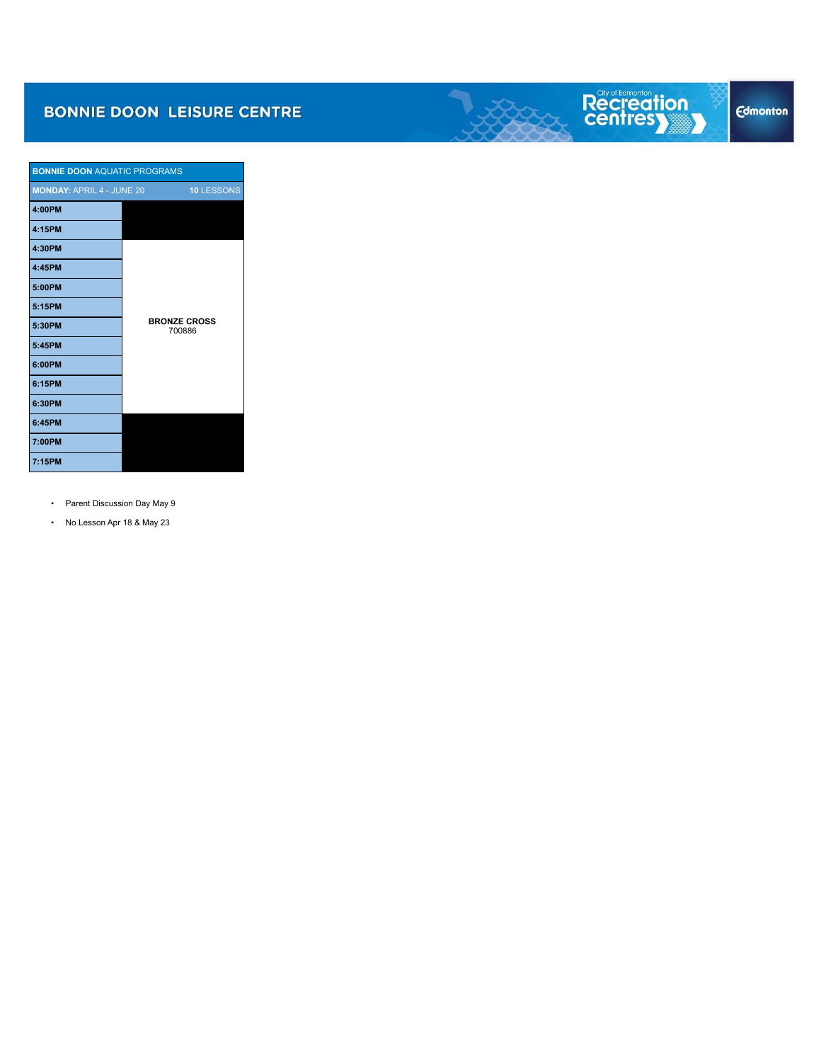# BONNIE DOON LEISURE CENTRE

| **BONNIE DOON** AQUATIC PROGRAMS | |
|---|---|
| **MONDAY:** APRIL 4 - JUNE 20 | **10** LESSONS |
| **4:00PM** | |
| **4:15PM** | |
| **4:30PM** | **BRONZE CROSS** 700886 |
| **4:45PM** | |
| **5:00PM** | |
| **5:15PM** | |
| **5:30PM** | |
| **5:45PM** | |
| **6:00PM** | |
| **6:15PM** | |
| **6:30PM** | |
| **6:45PM** | |
| **7:00PM** | |
| **7:15PM** | |

- Parent Discussion Day May 9
- No Lesson Apr 18 & May 23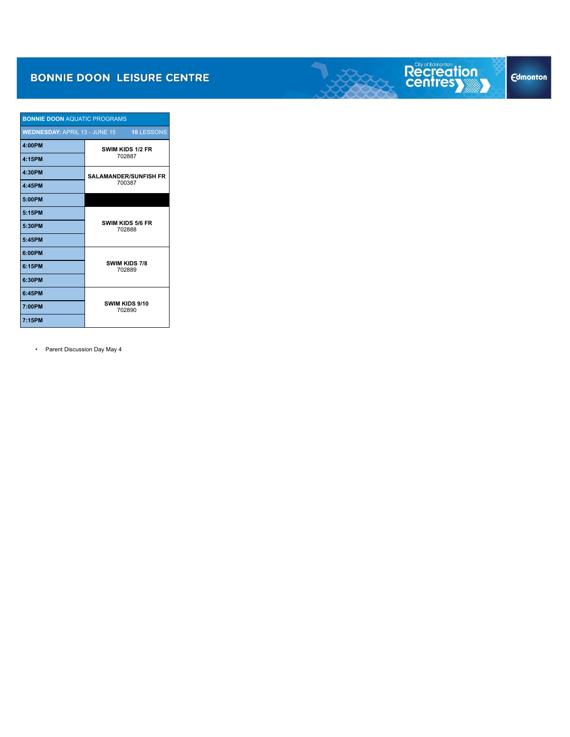# BONNIE DOON LEISURE CENTRE

| **BONNIE DOON** AQUATIC PROGRAMS | |
|---|---|
| **WEDNESDAY:** APRIL 13 - JUNE 15 | **10** LESSONS |
| **4:00PM** | **SWIM KIDS 1/2 FR** 702887 |
| **4:15PM** | |
| **4:30PM** | **SALAMANDER/SUNFISH FR** 700387 |
| **4:45PM** | |
| **5:00PM** | |
| **5:15PM** | **SWIM KIDS 5/6 FR** 702888 |
| **5:30PM** | |
| **5:45PM** | |
| **6:00PM** | **SWIM KIDS 7/8** 702889 |
| **6:15PM** | |
| **6:30PM** | |
| **6:45PM** | **SWIM KIDS 9/10** 702890 |
| **7:00PM** | |
| **7:15PM** | |

- Parent Discussion Day May 4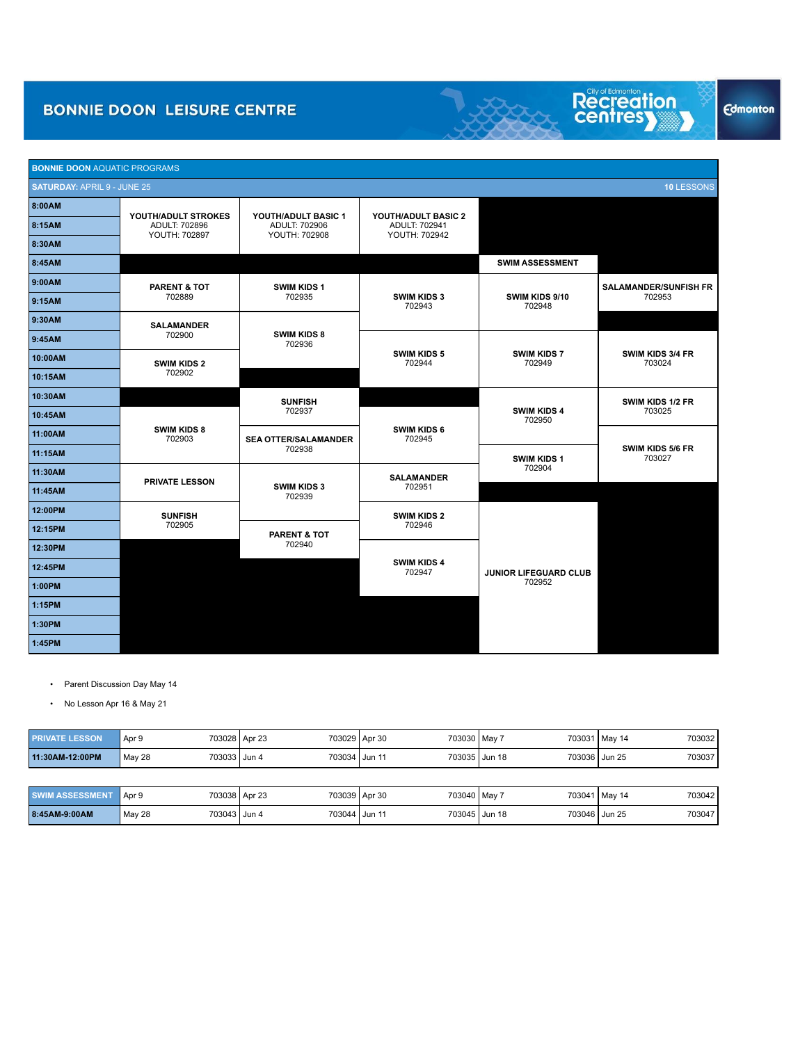# BONNIE DOON LEISURE CENTRE

## BONNIE DOON AQUATIC PROGRAMS

**SATURDAY:** APRIL 9 - JUNE 25 — **10** LESSONS

| Time | Col 1 | Col 2 | Col 3 | Col 4 | Col 5 |
|---|---|---|---|---|---|
| 8:00AM | **YOUTH/ADULT STROKES** ADULT: 702896 YOUTH: 702897 | **YOUTH/ADULT BASIC 1** ADULT: 702906 YOUTH: 702908 | **YOUTH/ADULT BASIC 2** ADULT: 702941 YOUTH: 702942 | | |
| 8:15AM | | | | | |
| 8:30AM | | | | | |
| 8:45AM | | | | **SWIM ASSESSMENT** | |
| 9:00AM | **PARENT & TOT** 702889 | **SWIM KIDS 1** 702935 | **SWIM KIDS 3** 702943 | **SWIM KIDS 9/10** 702948 | **SALAMANDER/SUNFISH FR** 702953 |
| 9:15AM | | | | | |
| 9:30AM | **SALAMANDER** 702900 | **SWIM KIDS 8** 702936 | | | |
| 9:45AM | | | **SWIM KIDS 5** 702944 | **SWIM KIDS 7** 702949 | **SWIM KIDS 3/4 FR** 703024 |
| 10:00AM | **SWIM KIDS 2** 702902 | | | | |
| 10:15AM | | | | | |
| 10:30AM | | **SUNFISH** 702937 | | **SWIM KIDS 4** 702950 | **SWIM KIDS 1/2 FR** 703025 |
| 10:45AM | **SWIM KIDS 8** 702903 | | **SWIM KIDS 6** 702945 | | |
| 11:00AM | | **SEA OTTER/SALAMANDER** 702938 | | | **SWIM KIDS 5/6 FR** 703027 |
| 11:15AM | | | | **SWIM KIDS 1** 702904 | |
| 11:30AM | **PRIVATE LESSON** | **SWIM KIDS 3** 702939 | **SALAMANDER** 702951 | | |
| 11:45AM | | | | | |
| 12:00PM | **SUNFISH** 702905 | | **SWIM KIDS 2** 702946 | **JUNIOR LIFEGUARD CLUB** 702952 | |
| 12:15PM | | **PARENT & TOT** 702940 | | | |
| 12:30PM | | | **SWIM KIDS 4** 702947 | | |
| 12:45PM | | | | | |
| 1:00PM | | | | | |
| 1:15PM | | | | | |
| 1:30PM | | | | | |
| 1:45PM | | | | | |

- Parent Discussion Day May 14
- No Lesson Apr 16 & May 21

| PRIVATE LESSON | | | | | | | | | | |
|---|---|---|---|---|---|---|---|---|---|---|
| **11:30AM-12:00PM** | Apr 9 | 703028 | Apr 23 | 703029 | Apr 30 | 703030 | May 7 | 703031 | May 14 | 703032 |
| | May 28 | 703033 | Jun 4 | 703034 | Jun 11 | 703035 | Jun 18 | 703036 | Jun 25 | 703037 |

| SWIM ASSESSMENT | | | | | | | | | | |
|---|---|---|---|---|---|---|---|---|---|---|
| **8:45AM-9:00AM** | Apr 9 | 703038 | Apr 23 | 703039 | Apr 30 | 703040 | May 7 | 703041 | May 14 | 703042 |
| | May 28 | 703043 | Jun 4 | 703044 | Jun 11 | 703045 | Jun 18 | 703046 | Jun 25 | 703047 |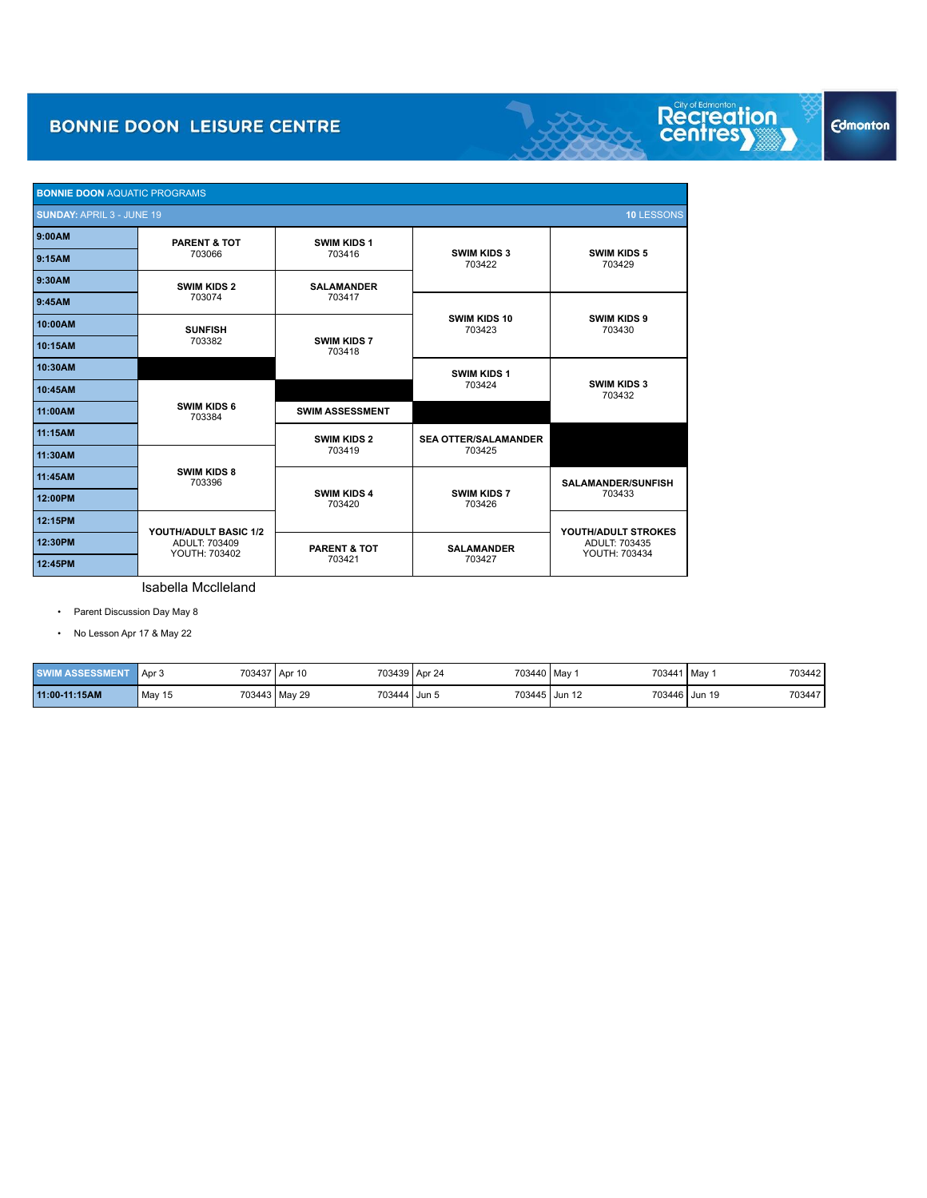# BONNIE DOON LEISURE CENTRE

| BONNIE DOON AQUATIC PROGRAMS | | | | |
|---|---|---|---|---|
| SUNDAY: APRIL 3 - JUNE 19 | | | | 10 LESSONS |
| 9:00AM | PARENT & TOT 703066 | SWIM KIDS 1 703416 | SWIM KIDS 3 703422 | SWIM KIDS 5 703429 |
| 9:15AM | | | | |
| 9:30AM | SWIM KIDS 2 703074 | SALAMANDER 703417 | | |
| 9:45AM | | | SWIM KIDS 10 703423 | SWIM KIDS 9 703430 |
| 10:00AM | SUNFISH 703382 | SWIM KIDS 7 703418 | | |
| 10:15AM | | | | |
| 10:30AM | | | SWIM KIDS 1 703424 | SWIM KIDS 3 703432 |
| 10:45AM | SWIM KIDS 6 703384 | | | |
| 11:00AM | | SWIM ASSESSMENT | | |
| 11:15AM | | SWIM KIDS 2 703419 | SEA OTTER/SALAMANDER 703425 | |
| 11:30AM | SWIM KIDS 8 703396 | | | |
| 11:45AM | | SWIM KIDS 4 703420 | SWIM KIDS 7 703426 | SALAMANDER/SUNFISH 703433 |
| 12:00PM | | | | |
| 12:15PM | YOUTH/ADULT BASIC 1/2 ADULT: 703409 YOUTH: 703402 | | | YOUTH/ADULT STROKES ADULT: 703435 YOUTH: 703434 |
| 12:30PM | | PARENT & TOT 703421 | SALAMANDER 703427 | |
| 12:45PM | | | | |

Isabella Mcclleland

- Parent Discussion Day May 8
- No Lesson Apr 17 & May 22

| | | | | | | | | | | |
|---|---|---|---|---|---|---|---|---|---|---|
| SWIM ASSESSMENT | Apr 3 | 703437 | Apr 10 | 703439 | Apr 24 | 703440 | May 1 | 703441 | May 1 | 703442 |
| 11:00-11:15AM | May 15 | 703443 | May 29 | 703444 | Jun 5 | 703445 | Jun 12 | 703446 | Jun 19 | 703447 |